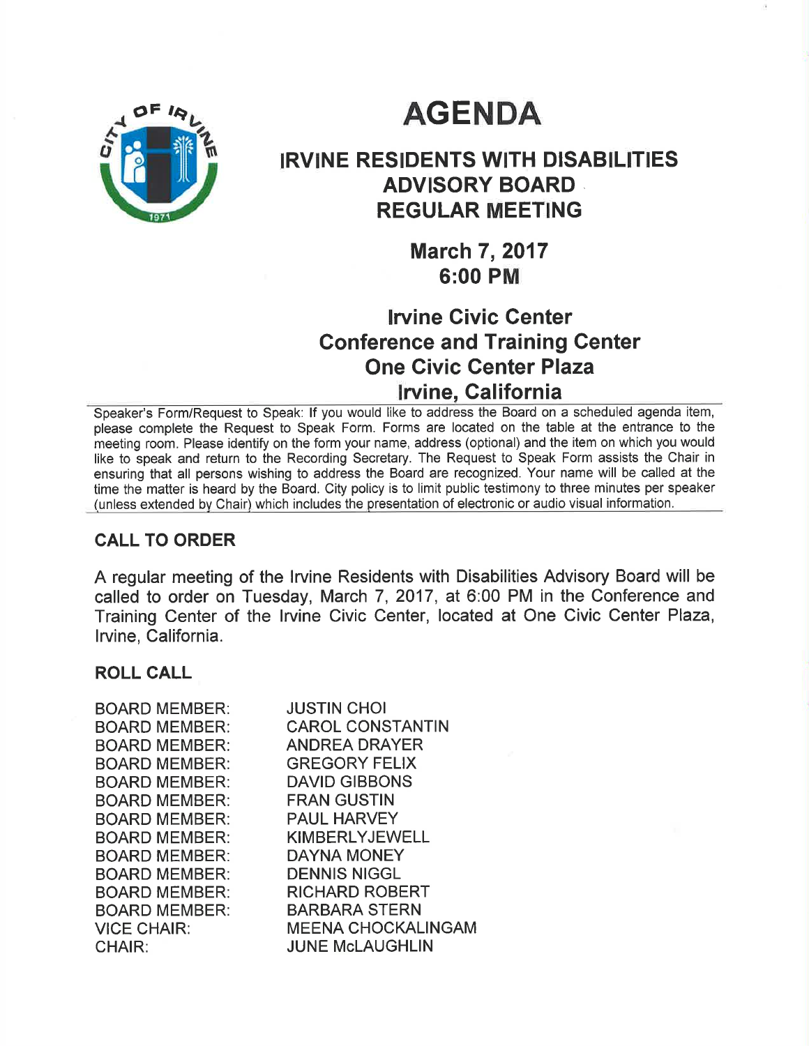# AGENDA

## IRVINE RESIDENTS WITH DISABILITIES ADVISORY BOARD REGULAR MEETING

### March 7, 2017
### 6:00 PM

### Irvine Civic Center
### Conference and Training Center
### One Civic Center Plaza
### Irvine, California

Speaker's Form/Request to Speak: If you would like to address the Board on a scheduled agenda item, please complete the Request to Speak Form. Forms are located on the table at the entrance to the meeting room. Please identify on the form your name, address (optional) and the item on which you would like to speak and return to the Recording Secretary. The Request to Speak Form assists the Chair in ensuring that all persons wishing to address the Board are recognized. Your name will be called at the time the matter is heard by the Board. City policy is to limit public testimony to three minutes per speaker (unless extended by Chair) which includes the presentation of electronic or audio visual information.

## CALL TO ORDER

A regular meeting of the Irvine Residents with Disabilities Advisory Board will be called to order on Tuesday, March 7, 2017, at 6:00 PM in the Conference and Training Center of the Irvine Civic Center, located at One Civic Center Plaza, Irvine, California.

## ROLL CALL

| | |
|---|---|
| BOARD MEMBER: | JUSTIN CHOI |
| BOARD MEMBER: | CAROL CONSTANTIN |
| BOARD MEMBER: | ANDREA DRAYER |
| BOARD MEMBER: | GREGORY FELIX |
| BOARD MEMBER: | DAVID GIBBONS |
| BOARD MEMBER: | FRAN GUSTIN |
| BOARD MEMBER: | PAUL HARVEY |
| BOARD MEMBER: | KIMBERLYJEWELL |
| BOARD MEMBER: | DAYNA MONEY |
| BOARD MEMBER: | DENNIS NIGGL |
| BOARD MEMBER: | RICHARD ROBERT |
| BOARD MEMBER: | BARBARA STERN |
| VICE CHAIR: | MEENA CHOCKALINGAM |
| CHAIR: | JUNE McLAUGHLIN |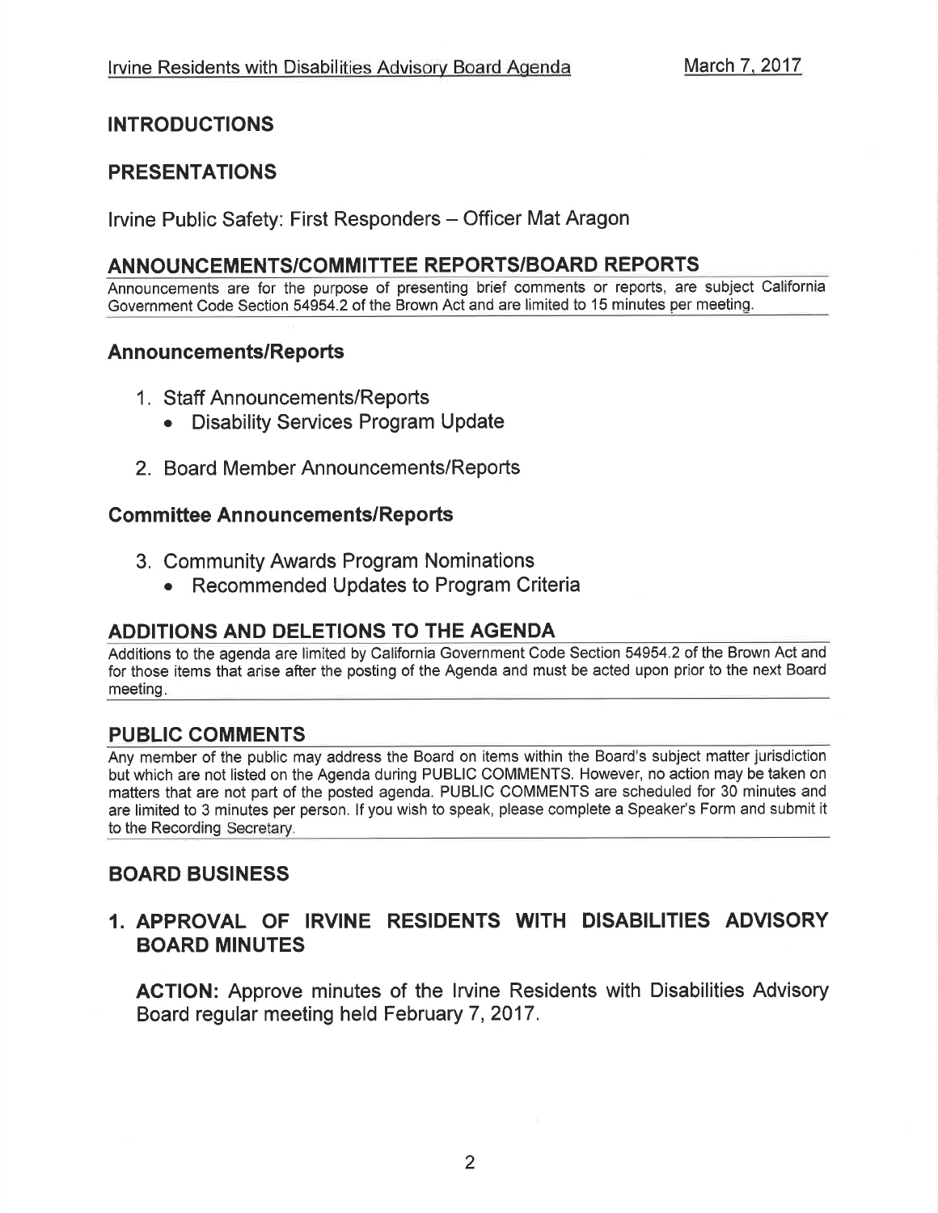## INTRODUCTIONS

## PRESENTATIONS

Irvine Public Safety: First Responders – Officer Mat Aragon

## ANNOUNCEMENTS/COMMITTEE REPORTS/BOARD REPORTS

Announcements are for the purpose of presenting brief comments or reports, are subject California Government Code Section 54954.2 of the Brown Act and are limited to 15 minutes per meeting.

### Announcements/Reports

1. Staff Announcements/Reports
   - Disability Services Program Update
2. Board Member Announcements/Reports

### Committee Announcements/Reports

3. Community Awards Program Nominations
   - Recommended Updates to Program Criteria

## ADDITIONS AND DELETIONS TO THE AGENDA

Additions to the agenda are limited by California Government Code Section 54954.2 of the Brown Act and for those items that arise after the posting of the Agenda and must be acted upon prior to the next Board meeting.

## PUBLIC COMMENTS

Any member of the public may address the Board on items within the Board's subject matter jurisdiction but which are not listed on the Agenda during PUBLIC COMMENTS. However, no action may be taken on matters that are not part of the posted agenda. PUBLIC COMMENTS are scheduled for 30 minutes and are limited to 3 minutes per person. If you wish to speak, please complete a Speaker's Form and submit it to the Recording Secretary.

## BOARD BUSINESS

### 1. APPROVAL OF IRVINE RESIDENTS WITH DISABILITIES ADVISORY BOARD MINUTES

**ACTION:** Approve minutes of the Irvine Residents with Disabilities Advisory Board regular meeting held February 7, 2017.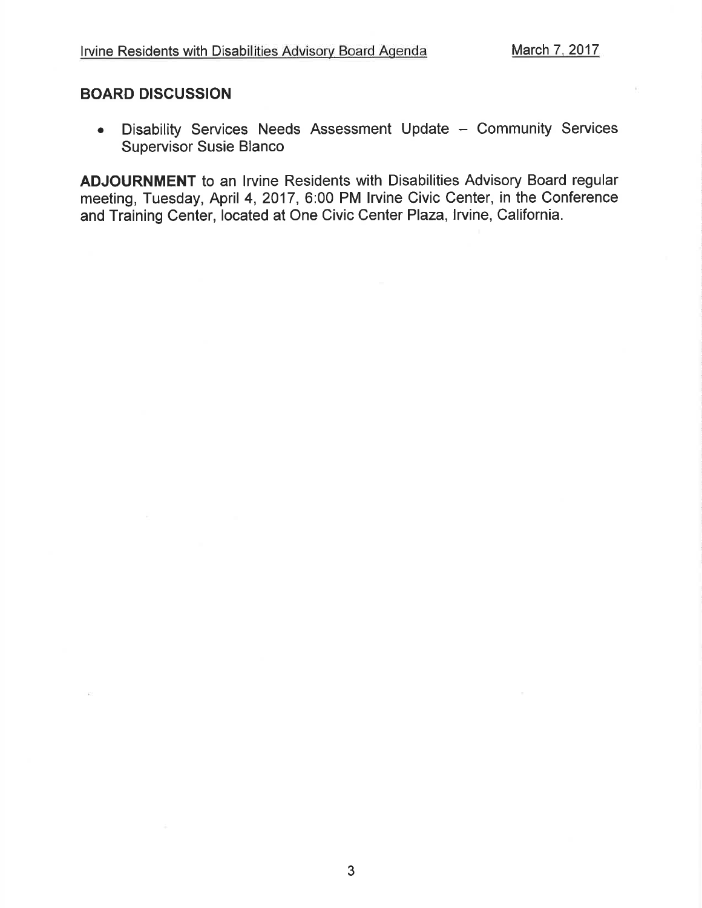## BOARD DISCUSSION

- Disability Services Needs Assessment Update – Community Services Supervisor Susie Blanco

**ADJOURNMENT** to an Irvine Residents with Disabilities Advisory Board regular meeting, Tuesday, April 4, 2017, 6:00 PM Irvine Civic Center, in the Conference and Training Center, located at One Civic Center Plaza, Irvine, California.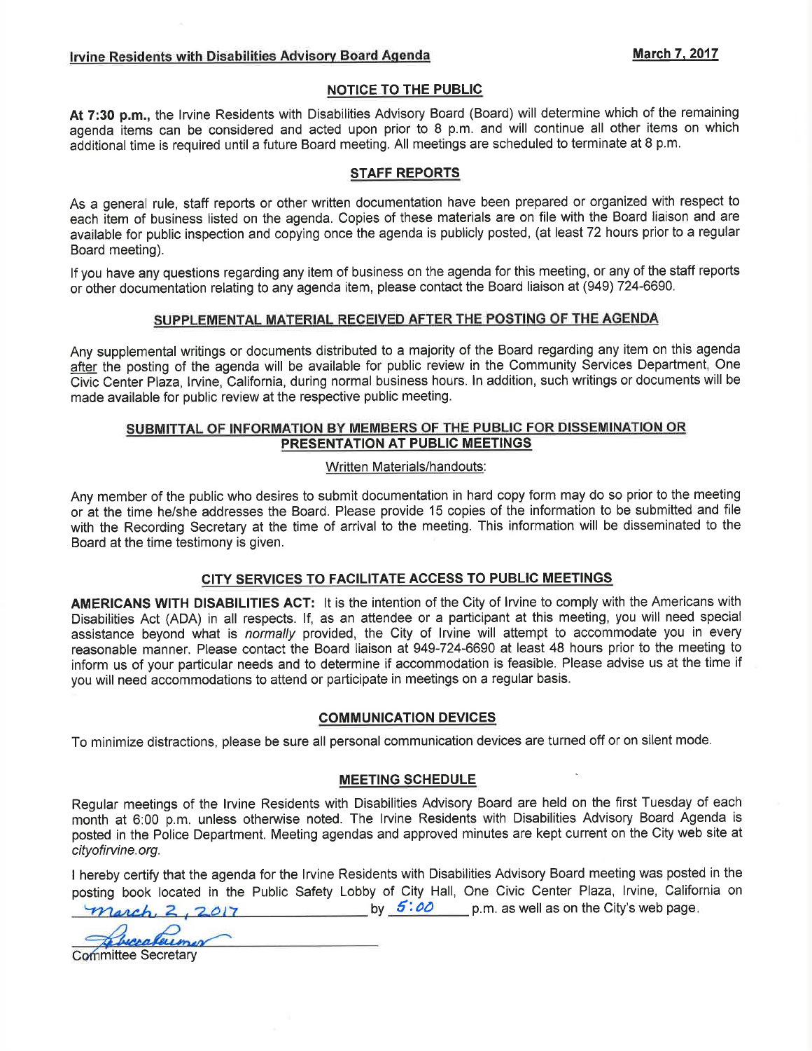**Irvine Residents with Disabilities Advisory Board Agenda** **March 7, 2017**

## NOTICE TO THE PUBLIC

**At 7:30 p.m.,** the Irvine Residents with Disabilities Advisory Board (Board) will determine which of the remaining agenda items can be considered and acted upon prior to 8 p.m. and will continue all other items on which additional time is required until a future Board meeting. All meetings are scheduled to terminate at 8 p.m.

## STAFF REPORTS

As a general rule, staff reports or other written documentation have been prepared or organized with respect to each item of business listed on the agenda. Copies of these materials are on file with the Board liaison and are available for public inspection and copying once the agenda is publicly posted, (at least 72 hours prior to a regular Board meeting).

If you have any questions regarding any item of business on the agenda for this meeting, or any of the staff reports or other documentation relating to any agenda item, please contact the Board liaison at (949) 724-6690.

## SUPPLEMENTAL MATERIAL RECEIVED AFTER THE POSTING OF THE AGENDA

Any supplemental writings or documents distributed to a majority of the Board regarding any item on this agenda after the posting of the agenda will be available for public review in the Community Services Department, One Civic Center Plaza, Irvine, California, during normal business hours. In addition, such writings or documents will be made available for public review at the respective public meeting.

## SUBMITTAL OF INFORMATION BY MEMBERS OF THE PUBLIC FOR DISSEMINATION OR PRESENTATION AT PUBLIC MEETINGS

Written Materials/handouts:

Any member of the public who desires to submit documentation in hard copy form may do so prior to the meeting or at the time he/she addresses the Board. Please provide 15 copies of the information to be submitted and file with the Recording Secretary at the time of arrival to the meeting. This information will be disseminated to the Board at the time testimony is given.

## CITY SERVICES TO FACILITATE ACCESS TO PUBLIC MEETINGS

**AMERICANS WITH DISABILITIES ACT:** It is the intention of the City of Irvine to comply with the Americans with Disabilities Act (ADA) in all respects. If, as an attendee or a participant at this meeting, you will need special assistance beyond what is *normally* provided, the City of Irvine will attempt to accommodate you in every reasonable manner. Please contact the Board liaison at 949-724-6690 at least 48 hours prior to the meeting to inform us of your particular needs and to determine if accommodation is feasible. Please advise us at the time if you will need accommodations to attend or participate in meetings on a regular basis.

## COMMUNICATION DEVICES

To minimize distractions, please be sure all personal communication devices are turned off or on silent mode.

## MEETING SCHEDULE

Regular meetings of the Irvine Residents with Disabilities Advisory Board are held on the first Tuesday of each month at 6:00 p.m. unless otherwise noted. The Irvine Residents with Disabilities Advisory Board Agenda is posted in the Police Department. Meeting agendas and approved minutes are kept current on the City web site at *cityofirvine.org*.

I hereby certify that the agenda for the Irvine Residents with Disabilities Advisory Board meeting was posted in the posting book located in the Public Safety Lobby of City Hall, One Civic Center Plaza, Irvine, California on March 2, 2017 by 5:00 p.m. as well as on the City's web page.

Committee Secretary